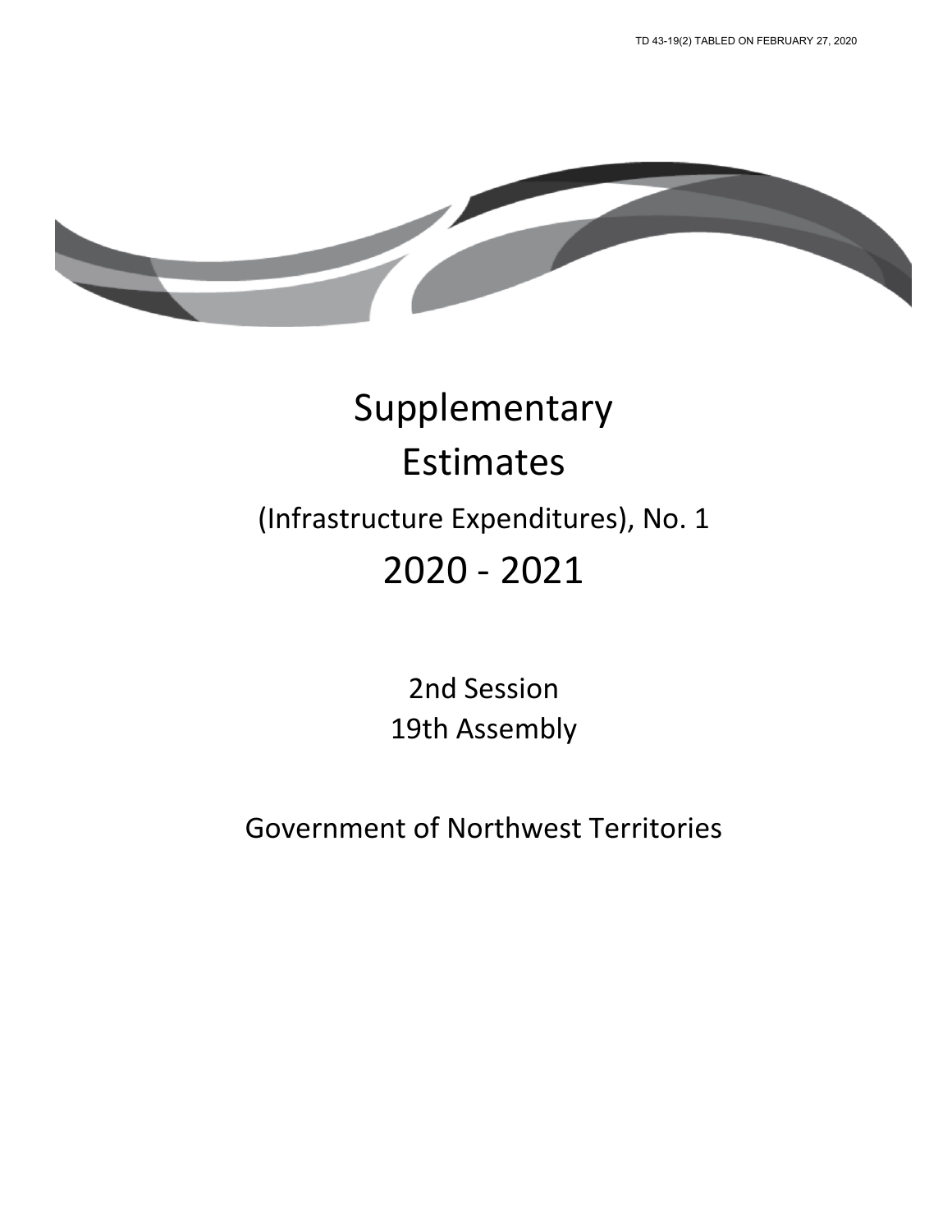TD 43-19(2) TABLED ON FEBRUARY 27, 2020

# Supplementary Estimates

## (Infrastructure Expenditures), No. 1

# 2020 - 2021

2nd Session
19th Assembly

Government of Northwest Territories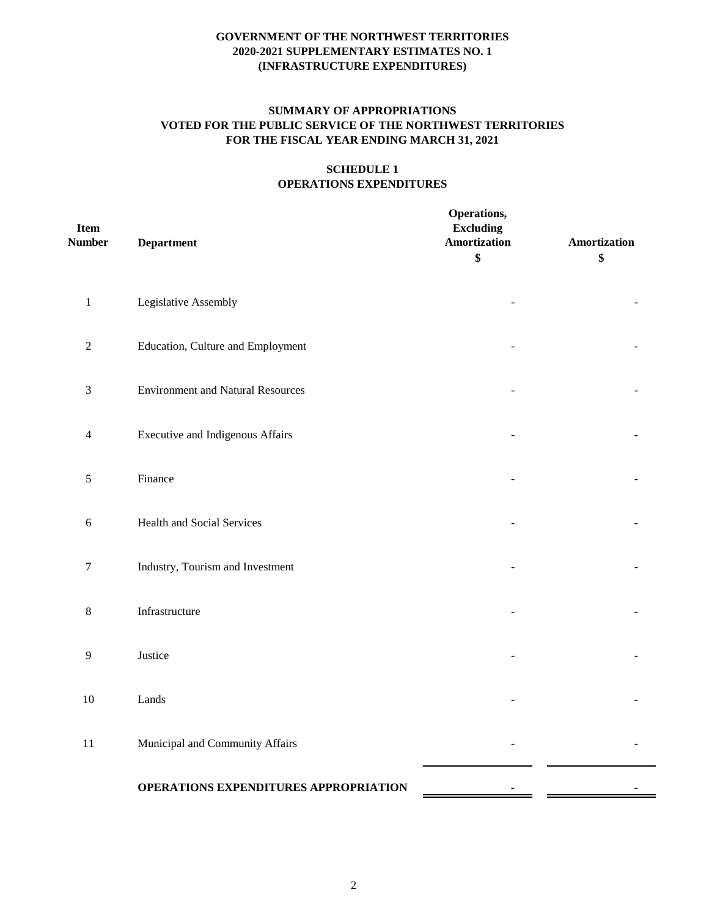**GOVERNMENT OF THE NORTHWEST TERRITORIES**
**2020-2021 SUPPLEMENTARY ESTIMATES NO. 1**
**(INFRASTRUCTURE EXPENDITURES)**

**SUMMARY OF APPROPRIATIONS**
**VOTED FOR THE PUBLIC SERVICE OF THE NORTHWEST TERRITORIES**
**FOR THE FISCAL YEAR ENDING MARCH 31, 2021**

**SCHEDULE 1**
**OPERATIONS EXPENDITURES**

| Item Number | Department | Operations, Excluding Amortization $ | Amortization $ |
|---|---|---|---|
| 1 | Legislative Assembly | - | - |
| 2 | Education, Culture and Employment | - | - |
| 3 | Environment and Natural Resources | - | - |
| 4 | Executive and Indigenous Affairs | - | - |
| 5 | Finance | - | - |
| 6 | Health and Social Services | - | - |
| 7 | Industry, Tourism and Investment | - | - |
| 8 | Infrastructure | - | - |
| 9 | Justice | - | - |
| 10 | Lands | - | - |
| 11 | Municipal and Community Affairs | - | - |
| | **OPERATIONS EXPENDITURES APPROPRIATION** | - | - |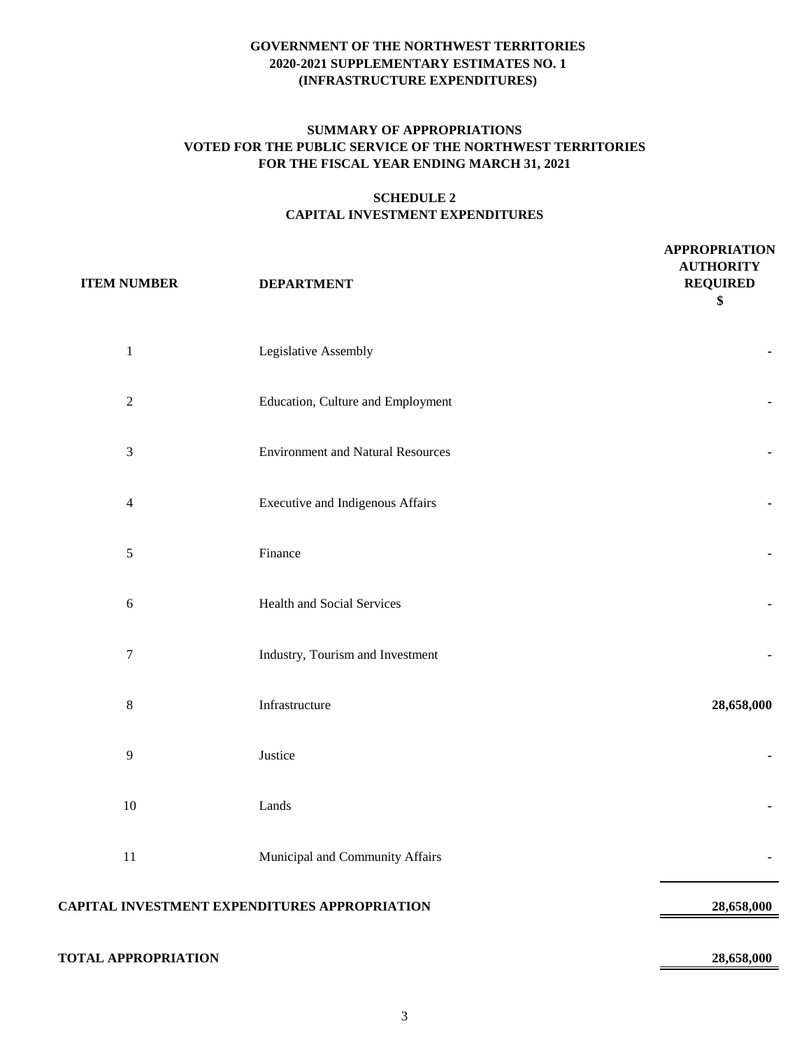**GOVERNMENT OF THE NORTHWEST TERRITORIES**
**2020-2021 SUPPLEMENTARY ESTIMATES NO. 1**
**(INFRASTRUCTURE EXPENDITURES)**

**SUMMARY OF APPROPRIATIONS**
**VOTED FOR THE PUBLIC SERVICE OF THE NORTHWEST TERRITORIES**
**FOR THE FISCAL YEAR ENDING MARCH 31, 2021**

**SCHEDULE 2**
**CAPITAL INVESTMENT EXPENDITURES**

| ITEM NUMBER | DEPARTMENT | APPROPRIATION AUTHORITY REQUIRED $ |
|---|---|---|
| 1 | Legislative Assembly | - |
| 2 | Education, Culture and Employment | - |
| 3 | Environment and Natural Resources | - |
| 4 | Executive and Indigenous Affairs | - |
| 5 | Finance | - |
| 6 | Health and Social Services | - |
| 7 | Industry, Tourism and Investment | - |
| 8 | Infrastructure | **28,658,000** |
| 9 | Justice | - |
| 10 | Lands | - |
| 11 | Municipal and Community Affairs | - |
| **CAPITAL INVESTMENT EXPENDITURES APPROPRIATION** | | **28,658,000** |
| **TOTAL APPROPRIATION** | | **28,658,000** |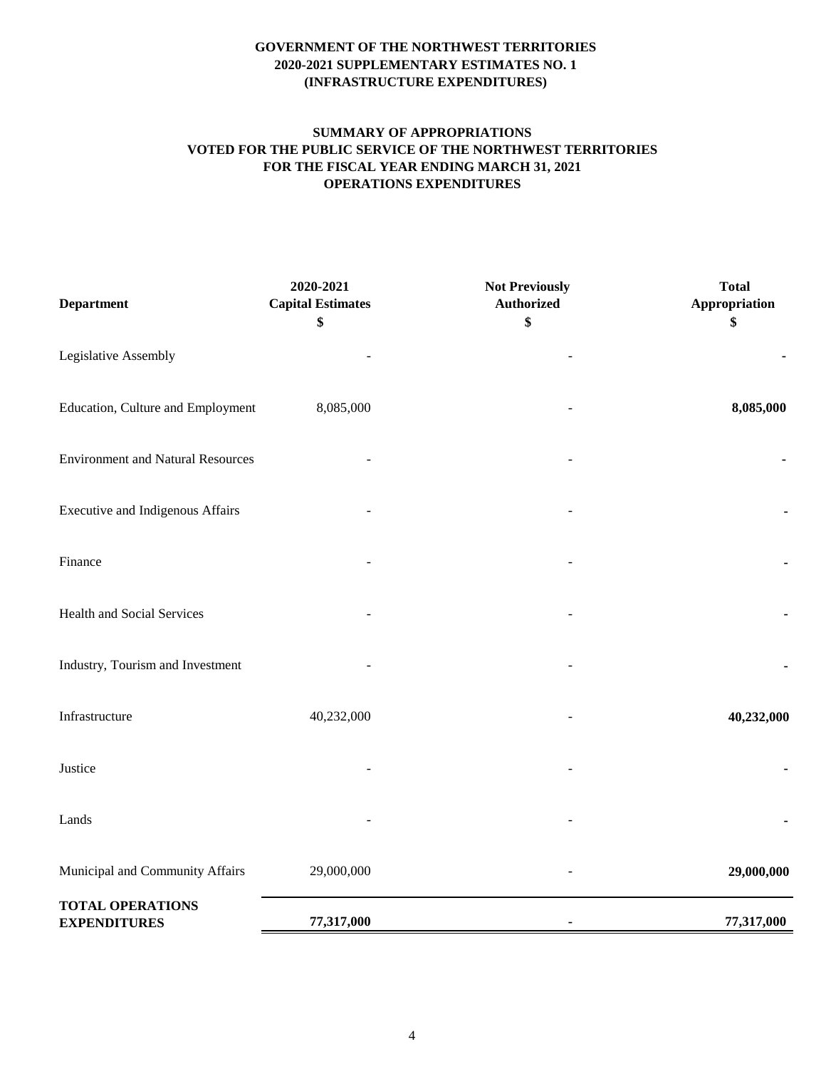**GOVERNMENT OF THE NORTHWEST TERRITORIES**
**2020-2021 SUPPLEMENTARY ESTIMATES NO. 1**
**(INFRASTRUCTURE EXPENDITURES)**

**SUMMARY OF APPROPRIATIONS**
**VOTED FOR THE PUBLIC SERVICE OF THE NORTHWEST TERRITORIES**
**FOR THE FISCAL YEAR ENDING MARCH 31, 2021**
**OPERATIONS EXPENDITURES**

| Department | 2020-2021 Capital Estimates $ | Not Previously Authorized $ | Total Appropriation $ |
|---|---|---|---|
| Legislative Assembly | - | - | **-** |
| Education, Culture and Employment | 8,085,000 | - | **8,085,000** |
| Environment and Natural Resources | - | - | **-** |
| Executive and Indigenous Affairs | - | - | **-** |
| Finance | - | - | **-** |
| Health and Social Services | - | - | **-** |
| Industry, Tourism and Investment | - | - | **-** |
| Infrastructure | 40,232,000 | - | **40,232,000** |
| Justice | - | - | **-** |
| Lands | - | - | **-** |
| Municipal and Community Affairs | 29,000,000 | - | **29,000,000** |
| **TOTAL OPERATIONS EXPENDITURES** | **77,317,000** | **-** | **77,317,000** |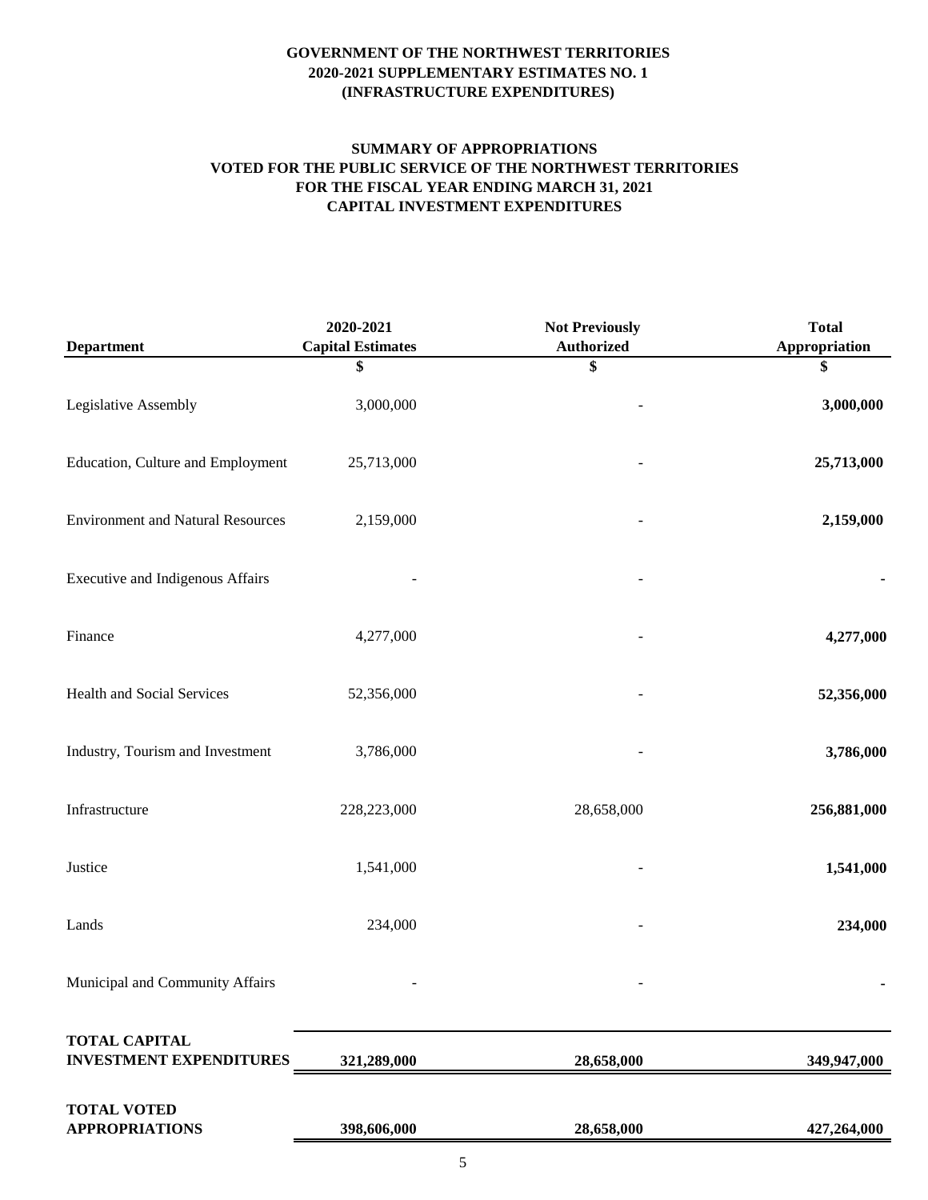**GOVERNMENT OF THE NORTHWEST TERRITORIES**
**2020-2021 SUPPLEMENTARY ESTIMATES NO. 1**
**(INFRASTRUCTURE EXPENDITURES)**

**SUMMARY OF APPROPRIATIONS**
**VOTED FOR THE PUBLIC SERVICE OF THE NORTHWEST TERRITORIES**
**FOR THE FISCAL YEAR ENDING MARCH 31, 2021**
**CAPITAL INVESTMENT EXPENDITURES**

| Department | 2020-2021 Capital Estimates | Not Previously Authorized | Total Appropriation |
|---|---|---|---|
| | $ | $ | $ |
| Legislative Assembly | 3,000,000 | - | **3,000,000** |
| Education, Culture and Employment | 25,713,000 | - | **25,713,000** |
| Environment and Natural Resources | 2,159,000 | - | **2,159,000** |
| Executive and Indigenous Affairs | - | - | **-** |
| Finance | 4,277,000 | - | **4,277,000** |
| Health and Social Services | 52,356,000 | - | **52,356,000** |
| Industry, Tourism and Investment | 3,786,000 | - | **3,786,000** |
| Infrastructure | 228,223,000 | 28,658,000 | **256,881,000** |
| Justice | 1,541,000 | - | **1,541,000** |
| Lands | 234,000 | - | **234,000** |
| Municipal and Community Affairs | - | - | **-** |
| **TOTAL CAPITAL INVESTMENT EXPENDITURES** | **321,289,000** | **28,658,000** | **349,947,000** |
| **TOTAL VOTED APPROPRIATIONS** | **398,606,000** | **28,658,000** | **427,264,000** |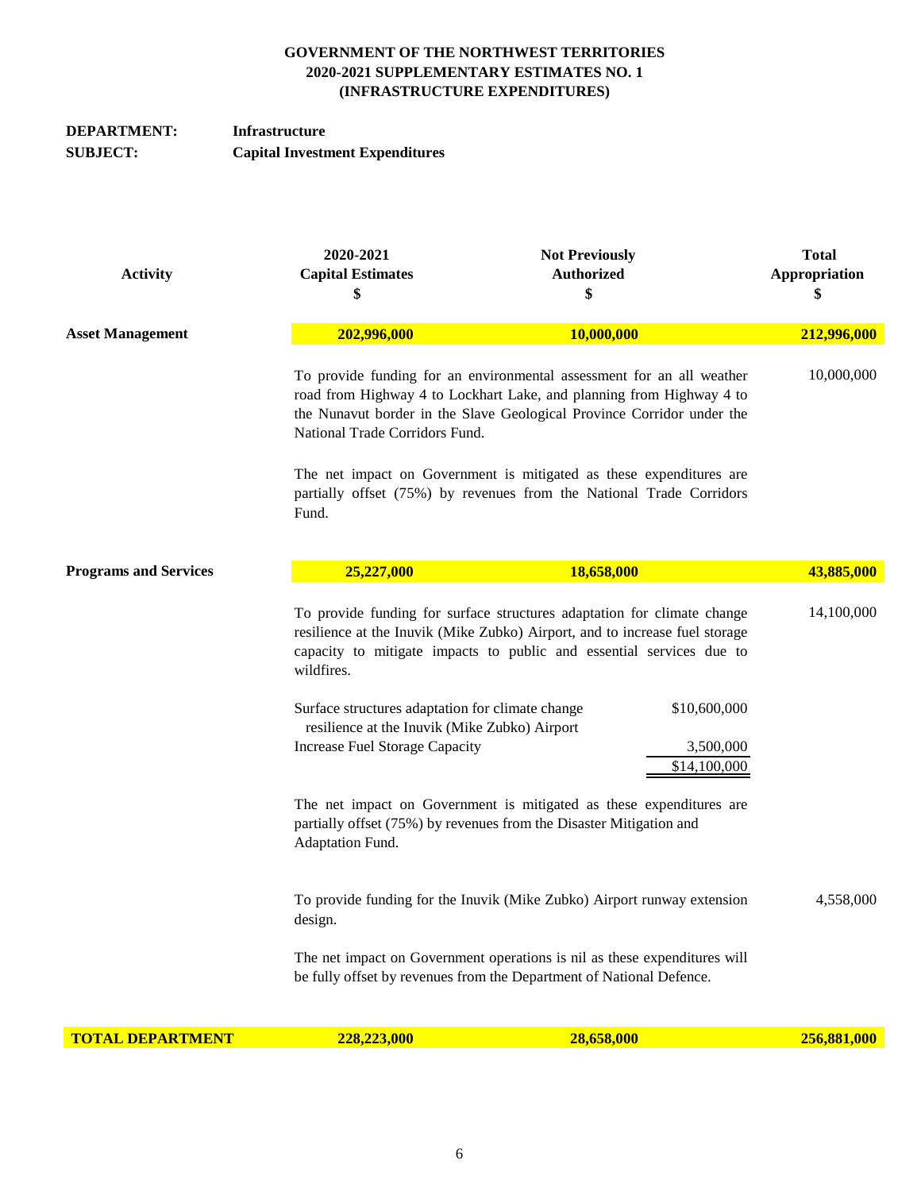**GOVERNMENT OF THE NORTHWEST TERRITORIES**
**2020-2021 SUPPLEMENTARY ESTIMATES NO. 1**
**(INFRASTRUCTURE EXPENDITURES)**

**DEPARTMENT:** **Infrastructure**
**SUBJECT:** **Capital Investment Expenditures**

| Activity | 2020-2021 Capital Estimates $ | Not Previously Authorized $ | Total Appropriation $ |
|---|---|---|---|
| **Asset Management** | **202,996,000** | **10,000,000** | **212,996,000** |
| | To provide funding for an environmental assessment for an all weather road from Highway 4 to Lockhart Lake, and planning from Highway 4 to the Nunavut border in the Slave Geological Province Corridor under the National Trade Corridors Fund.<br><br>The net impact on Government is mitigated as these expenditures are partially offset (75%) by revenues from the National Trade Corridors Fund. | | 10,000,000 |
| **Programs and Services** | **25,227,000** | **18,658,000** | **43,885,000** |
| | To provide funding for surface structures adaptation for climate change resilience at the Inuvik (Mike Zubko) Airport, and to increase fuel storage capacity to mitigate impacts to public and essential services due to wildfires.<br><br>Surface structures adaptation for climate change resilience at the Inuvik (Mike Zubko) Airport: \$10,600,000<br>Increase Fuel Storage Capacity: 3,500,000<br>Total: \$14,100,000<br><br>The net impact on Government is mitigated as these expenditures are partially offset (75%) by revenues from the Disaster Mitigation and Adaptation Fund. | | 14,100,000 |
| | To provide funding for the Inuvik (Mike Zubko) Airport runway extension design.<br><br>The net impact on Government operations is nil as these expenditures will be fully offset by revenues from the Department of National Defence. | | 4,558,000 |
| **TOTAL DEPARTMENT** | **228,223,000** | **28,658,000** | **256,881,000** |